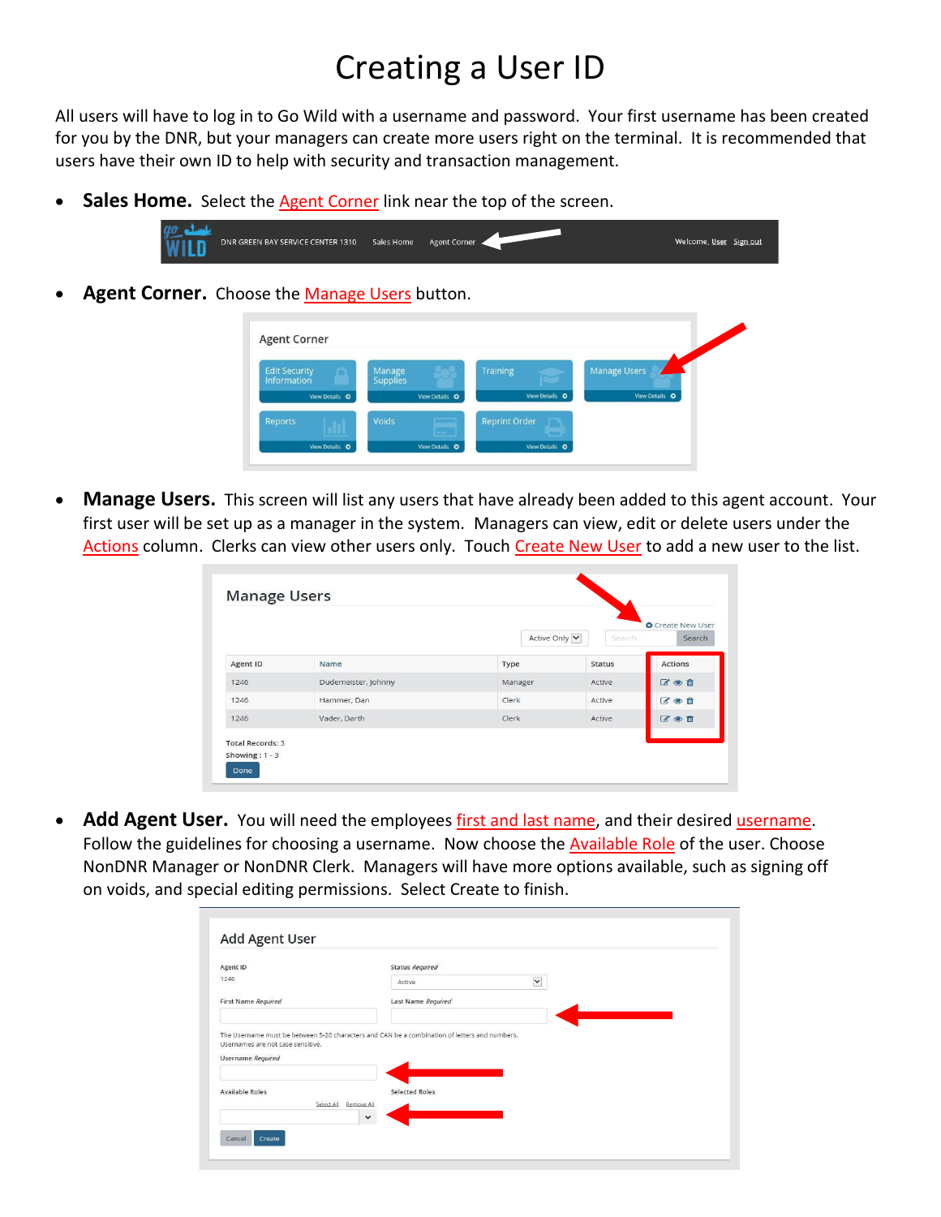# Creating a User ID

All users will have to log in to Go Wild with a username and password. Your first username has been created for you by the DNR, but your managers can create more users right on the terminal. It is recommended that users have their own ID to help with security and transaction management.

- **Sales Home.** Select the Agent Corner link near the top of the screen.

- **Agent Corner.** Choose the Manage Users button.

- **Manage Users.** This screen will list any users that have already been added to this agent account. Your first user will be set up as a manager in the system. Managers can view, edit or delete users under the Actions column. Clerks can view other users only. Touch Create New User to add a new user to the list.

- **Add Agent User.** You will need the employees first and last name, and their desired username. Follow the guidelines for choosing a username. Now choose the Available Role of the user. Choose NonDNR Manager or NonDNR Clerk. Managers will have more options available, such as signing off on voids, and special editing permissions. Select Create to finish.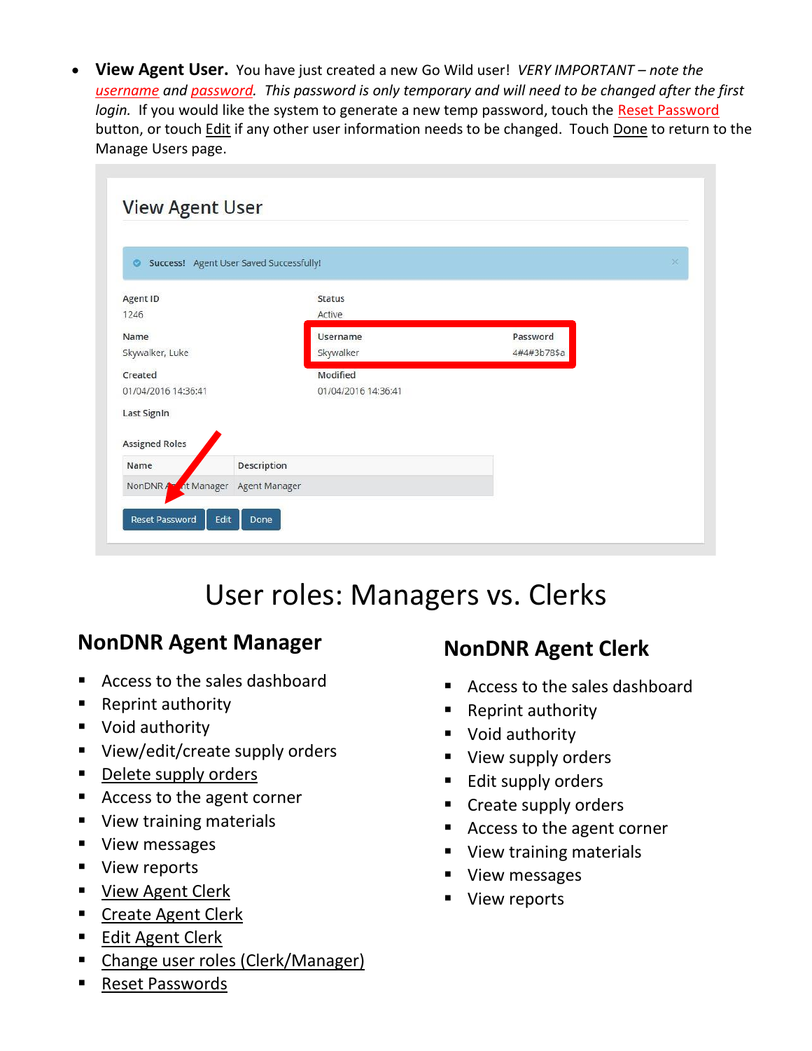- **View Agent User.** You have just created a new Go Wild user! *VERY IMPORTANT – note the username and password. This password is only temporary and will need to be changed after the first login.* If you would like the system to generate a new temp password, touch the Reset Password button, or touch Edit if any other user information needs to be changed. Touch Done to return to the Manage Users page.

View Agent User

Success! Agent User Saved Successfully!

Agent ID
1246

Status
Active

Name
Skywalker, Luke

Username
Skywalker

Password
4#4#3b78$a

Created
01/04/2016 14:36:41

Modified
01/04/2016 14:36:41

Last SignIn

Assigned Roles

| Name | Description |
|---|---|
| NonDNR Agent Manager | Agent Manager |

Reset Password | Edit | Done

# User roles: Managers vs. Clerks

## NonDNR Agent Manager

- Access to the sales dashboard
- Reprint authority
- Void authority
- View/edit/create supply orders
- <u>Delete supply orders</u>
- Access to the agent corner
- View training materials
- View messages
- View reports
- <u>View Agent Clerk</u>
- <u>Create Agent Clerk</u>
- <u>Edit Agent Clerk</u>
- <u>Change user roles (Clerk/Manager)</u>
- <u>Reset Passwords</u>

## NonDNR Agent Clerk

- Access to the sales dashboard
- Reprint authority
- Void authority
- View supply orders
- Edit supply orders
- Create supply orders
- Access to the agent corner
- View training materials
- View messages
- View reports